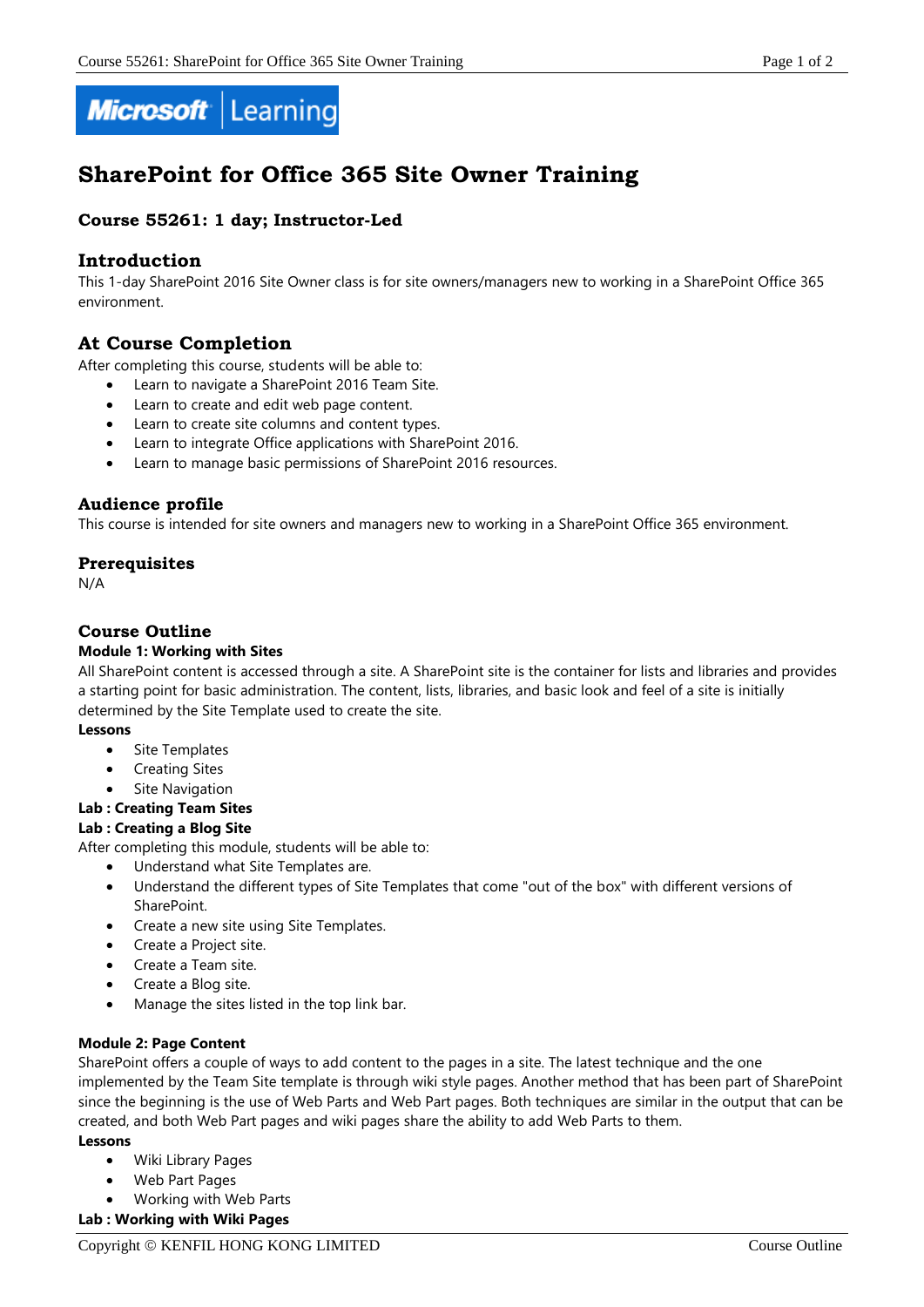# SharePoint for Office 365 Site Owner Training

### Course 55261: 1 day; Instructor-Led

## Introduction

This 1-day SharePoint 2016 Site Owner class is for site owners/managers new to working in a SharePoint Office 365 environment.

## At Course Completion

After completing this course, students will be able to:

- Learn to navigate a SharePoint 2016 Team Site.
- Learn to create and edit web page content.
- Learn to create site columns and content types.
- Learn to integrate Office applications with SharePoint 2016.
- Learn to manage basic permissions of SharePoint 2016 resources.

### Audience profile

This course is intended for site owners and managers new to working in a SharePoint Office 365 environment.

### Prerequisites

N/A

### Course Outline

**Module 1: Working with Sites**

All SharePoint content is accessed through a site. A SharePoint site is the container for lists and libraries and provides a starting point for basic administration. The content, lists, libraries, and basic look and feel of a site is initially determined by the Site Template used to create the site.

**Lessons**

- Site Templates
- Creating Sites
- Site Navigation

**Lab : Creating Team Sites**

**Lab : Creating a Blog Site**

After completing this module, students will be able to:

- Understand what Site Templates are.
- Understand the different types of Site Templates that come "out of the box" with different versions of SharePoint.
- Create a new site using Site Templates.
- Create a Project site.
- Create a Team site.
- Create a Blog site.
- Manage the sites listed in the top link bar.

**Module 2: Page Content**

SharePoint offers a couple of ways to add content to the pages in a site. The latest technique and the one implemented by the Team Site template is through wiki style pages. Another method that has been part of SharePoint since the beginning is the use of Web Parts and Web Part pages. Both techniques are similar in the output that can be created, and both Web Part pages and wiki pages share the ability to add Web Parts to them.

**Lessons**

- Wiki Library Pages
- Web Part Pages
- Working with Web Parts

**Lab : Working with Wiki Pages**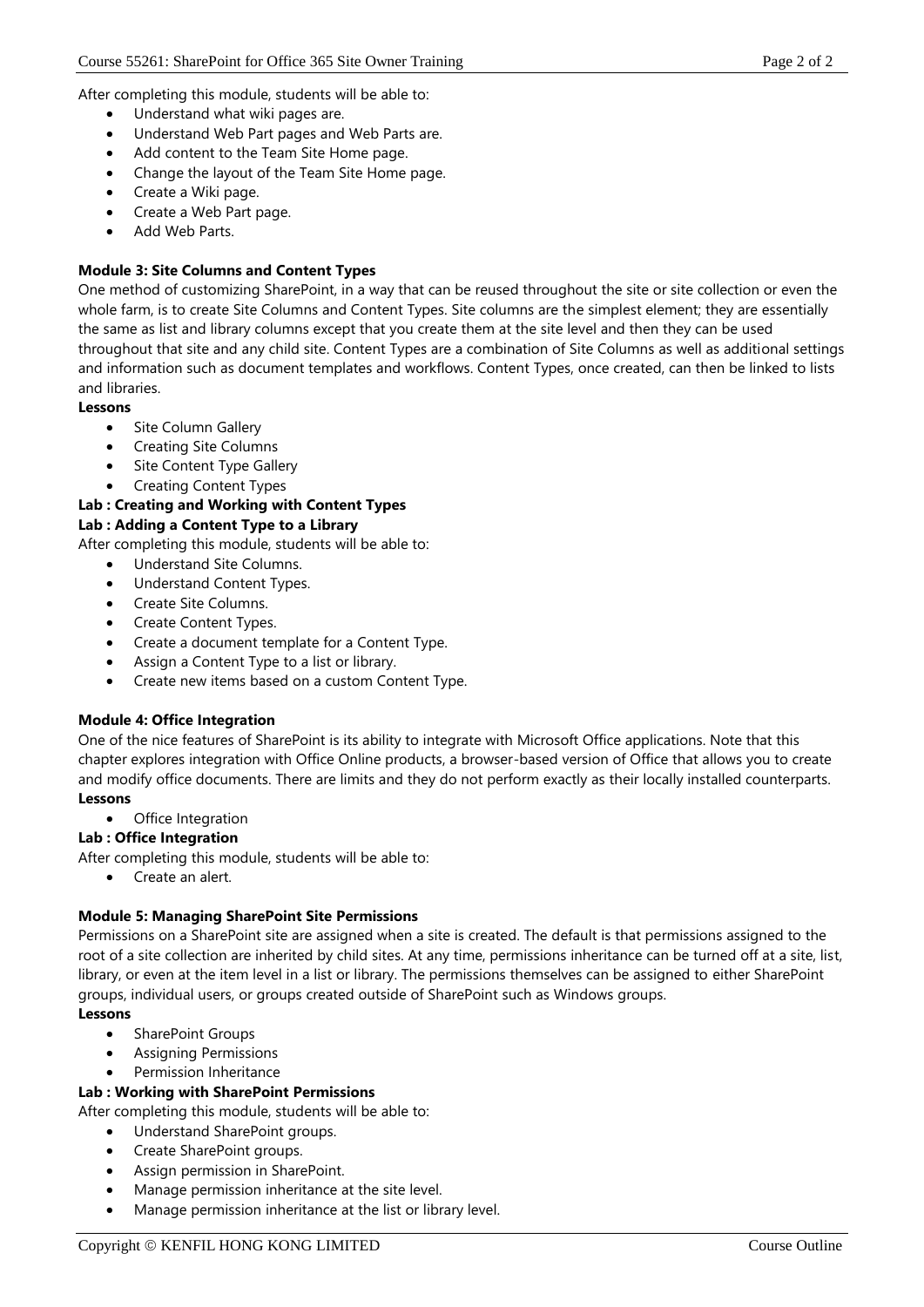After completing this module, students will be able to:

- Understand what wiki pages are.
- Understand Web Part pages and Web Parts are.
- Add content to the Team Site Home page.
- Change the layout of the Team Site Home page.
- Create a Wiki page.
- Create a Web Part page.
- Add Web Parts.

**Module 3: Site Columns and Content Types**

One method of customizing SharePoint, in a way that can be reused throughout the site or site collection or even the whole farm, is to create Site Columns and Content Types. Site columns are the simplest element; they are essentially the same as list and library columns except that you create them at the site level and then they can be used throughout that site and any child site. Content Types are a combination of Site Columns as well as additional settings and information such as document templates and workflows. Content Types, once created, can then be linked to lists and libraries.

**Lessons**

- Site Column Gallery
- Creating Site Columns
- Site Content Type Gallery
- Creating Content Types

**Lab : Creating and Working with Content Types**

**Lab : Adding a Content Type to a Library**

After completing this module, students will be able to:

- Understand Site Columns.
- Understand Content Types.
- Create Site Columns.
- Create Content Types.
- Create a document template for a Content Type.
- Assign a Content Type to a list or library.
- Create new items based on a custom Content Type.

**Module 4: Office Integration**

One of the nice features of SharePoint is its ability to integrate with Microsoft Office applications. Note that this chapter explores integration with Office Online products, a browser-based version of Office that allows you to create and modify office documents. There are limits and they do not perform exactly as their locally installed counterparts.

**Lessons**

- Office Integration

**Lab : Office Integration**

After completing this module, students will be able to:

- Create an alert.

**Module 5: Managing SharePoint Site Permissions**

Permissions on a SharePoint site are assigned when a site is created. The default is that permissions assigned to the root of a site collection are inherited by child sites. At any time, permissions inheritance can be turned off at a site, list, library, or even at the item level in a list or library. The permissions themselves can be assigned to either SharePoint groups, individual users, or groups created outside of SharePoint such as Windows groups.

**Lessons**

- SharePoint Groups
- Assigning Permissions
- Permission Inheritance

**Lab : Working with SharePoint Permissions**

After completing this module, students will be able to:

- Understand SharePoint groups.
- Create SharePoint groups.
- Assign permission in SharePoint.
- Manage permission inheritance at the site level.
- Manage permission inheritance at the list or library level.